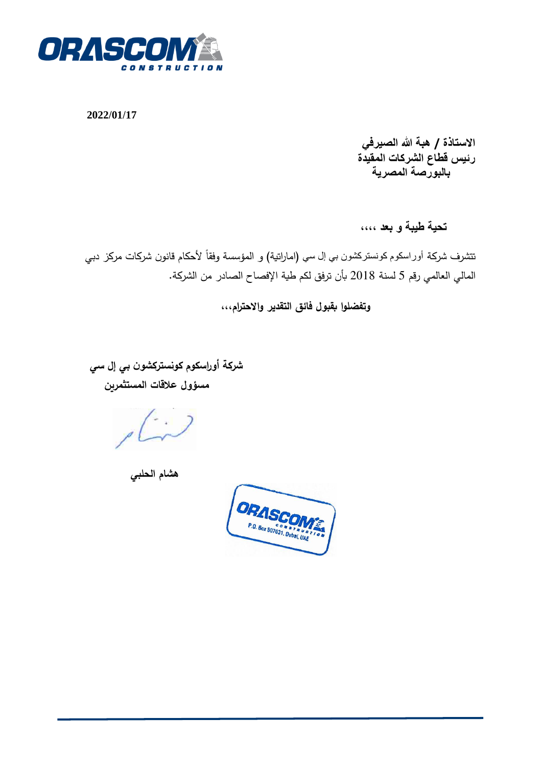2022/01/17

**الاستاذة / هبة الله الصيرفي**
**رئيس قطاع الشركات المقيدة**
**بالبورصة المصرية**

**تحية طيبة و بعد ،،،،**

تتشرف شركة أوراسكوم كونستركشون بي إل سي (اماراتية) و المؤسسة وفقاً لأحكام قانون شركات مركز دبي المالي العالمي رقم 5 لسنة 2018 بأن ترفق لكم طية الإفصاح الصادر من الشركة.

**وتفضلوا بقبول فائق التقدير والاحترام،،،**

**شركة أوراسكوم كونستركشون بي إل سي**
**مسؤول علاقات المستثمرين**

**هشام الحلبي**

ORASCOM CONSTRUCTION
P.O. Box 507031, Dubai, UAE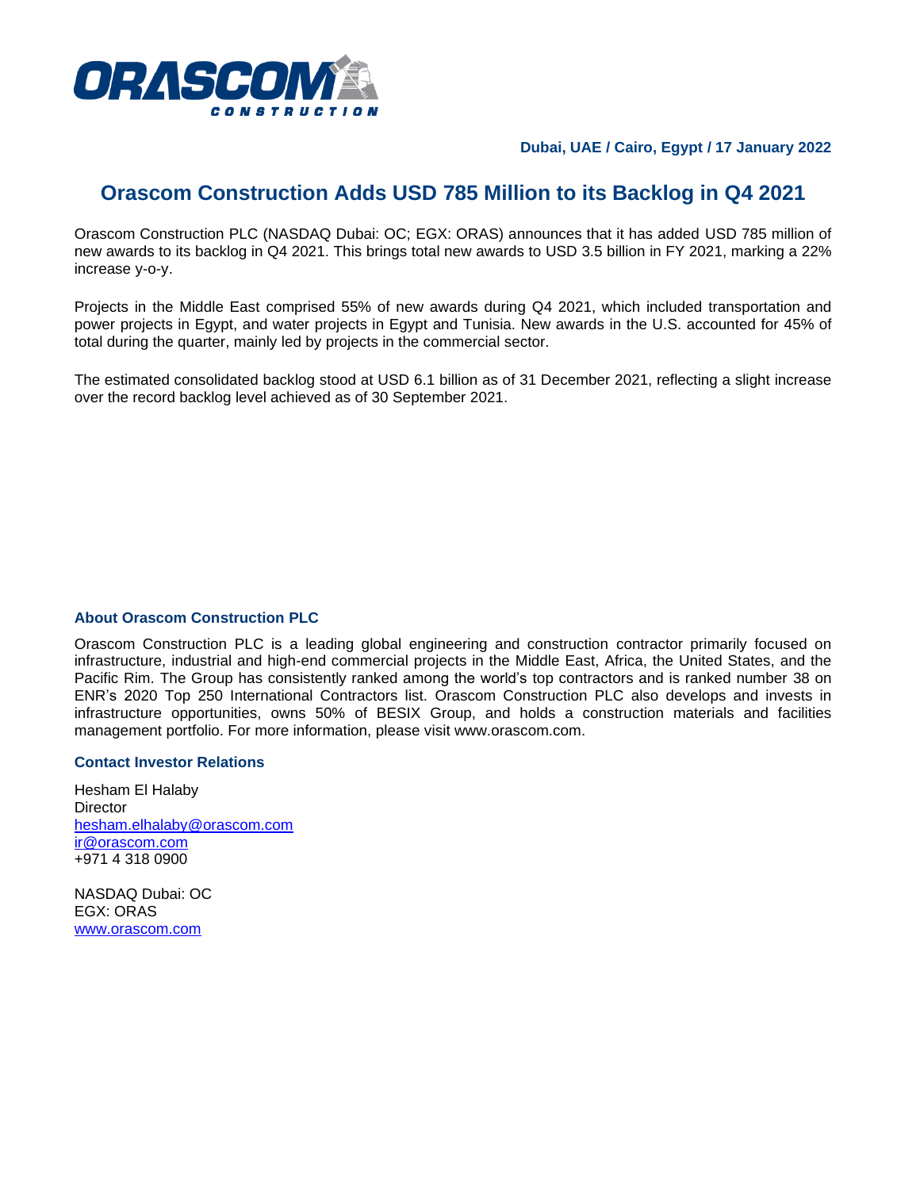Dubai, UAE / Cairo, Egypt / 17 January 2022

# Orascom Construction Adds USD 785 Million to its Backlog in Q4 2021

Orascom Construction PLC (NASDAQ Dubai: OC; EGX: ORAS) announces that it has added USD 785 million of new awards to its backlog in Q4 2021. This brings total new awards to USD 3.5 billion in FY 2021, marking a 22% increase y-o-y.

Projects in the Middle East comprised 55% of new awards during Q4 2021, which included transportation and power projects in Egypt, and water projects in Egypt and Tunisia. New awards in the U.S. accounted for 45% of total during the quarter, mainly led by projects in the commercial sector.

The estimated consolidated backlog stood at USD 6.1 billion as of 31 December 2021, reflecting a slight increase over the record backlog level achieved as of 30 September 2021.

### About Orascom Construction PLC

Orascom Construction PLC is a leading global engineering and construction contractor primarily focused on infrastructure, industrial and high-end commercial projects in the Middle East, Africa, the United States, and the Pacific Rim. The Group has consistently ranked among the world's top contractors and is ranked number 38 on ENR's 2020 Top 250 International Contractors list. Orascom Construction PLC also develops and invests in infrastructure opportunities, owns 50% of BESIX Group, and holds a construction materials and facilities management portfolio. For more information, please visit www.orascom.com.

### Contact Investor Relations

Hesham El Halaby
Director
hesham.elhalaby@orascom.com
ir@orascom.com
+971 4 318 0900

NASDAQ Dubai: OC
EGX: ORAS
www.orascom.com